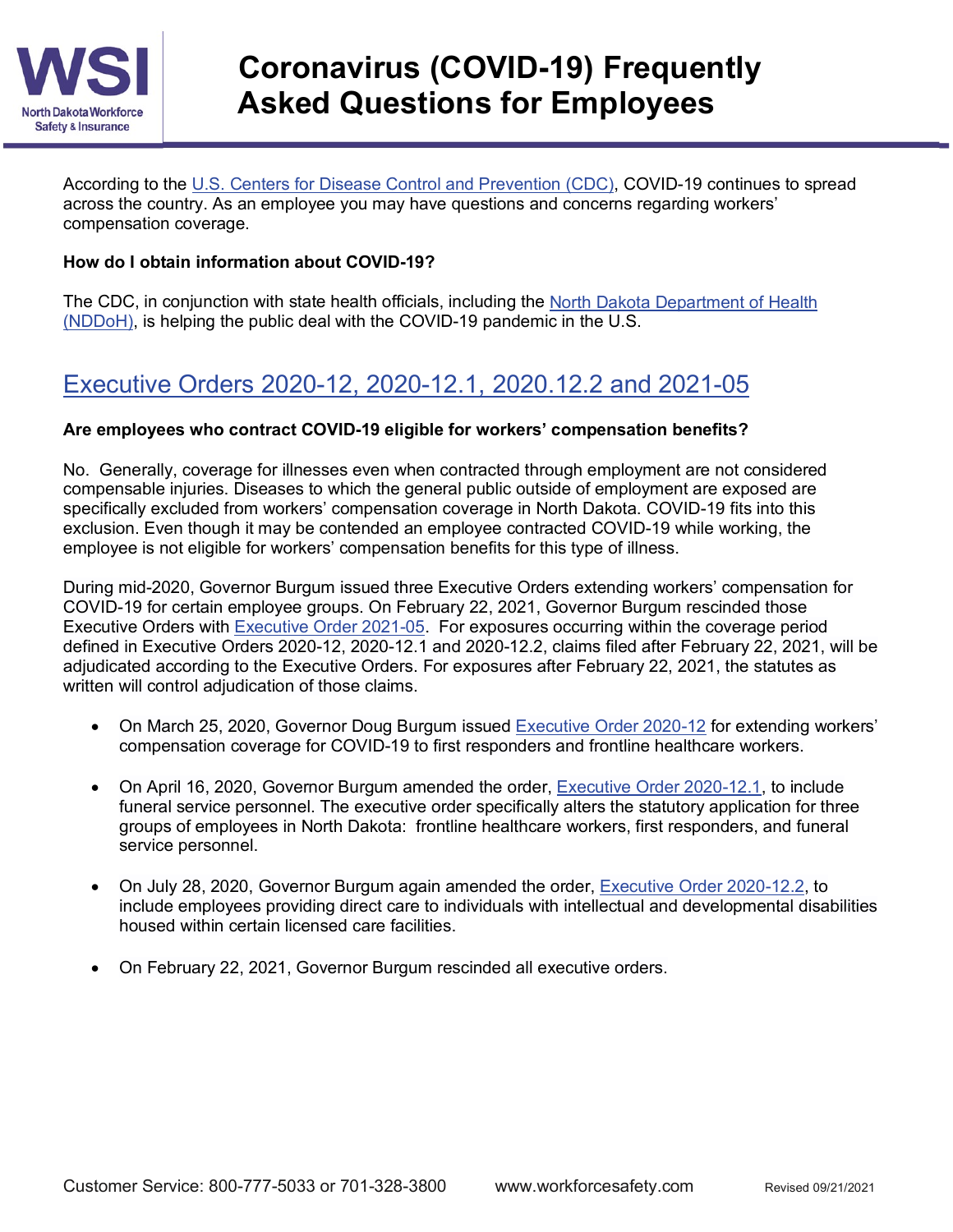# Coronavirus (COVID-19) Frequently Asked Questions for Employees

WSI North Dakota Workforce Safety & Insurance

According to the U.S. Centers for Disease Control and Prevention (CDC), COVID-19 continues to spread across the country. As an employee you may have questions and concerns regarding workers' compensation coverage.

**How do I obtain information about COVID-19?**

The CDC, in conjunction with state health officials, including the North Dakota Department of Health (NDDoH), is helping the public deal with the COVID-19 pandemic in the U.S.

## Executive Orders 2020-12, 2020-12.1, 2020.12.2 and 2021-05

**Are employees who contract COVID-19 eligible for workers' compensation benefits?**

No. Generally, coverage for illnesses even when contracted through employment are not considered compensable injuries. Diseases to which the general public outside of employment are exposed are specifically excluded from workers' compensation coverage in North Dakota. COVID-19 fits into this exclusion. Even though it may be contended an employee contracted COVID-19 while working, the employee is not eligible for workers' compensation benefits for this type of illness.

During mid-2020, Governor Burgum issued three Executive Orders extending workers' compensation for COVID-19 for certain employee groups. On February 22, 2021, Governor Burgum rescinded those Executive Orders with Executive Order 2021-05. For exposures occurring within the coverage period defined in Executive Orders 2020-12, 2020-12.1 and 2020-12.2, claims filed after February 22, 2021, will be adjudicated according to the Executive Orders. For exposures after February 22, 2021, the statutes as written will control adjudication of those claims.

- On March 25, 2020, Governor Doug Burgum issued Executive Order 2020-12 for extending workers' compensation coverage for COVID-19 to first responders and frontline healthcare workers.
- On April 16, 2020, Governor Burgum amended the order, Executive Order 2020-12.1, to include funeral service personnel. The executive order specifically alters the statutory application for three groups of employees in North Dakota: frontline healthcare workers, first responders, and funeral service personnel.
- On July 28, 2020, Governor Burgum again amended the order, Executive Order 2020-12.2, to include employees providing direct care to individuals with intellectual and developmental disabilities housed within certain licensed care facilities.
- On February 22, 2021, Governor Burgum rescinded all executive orders.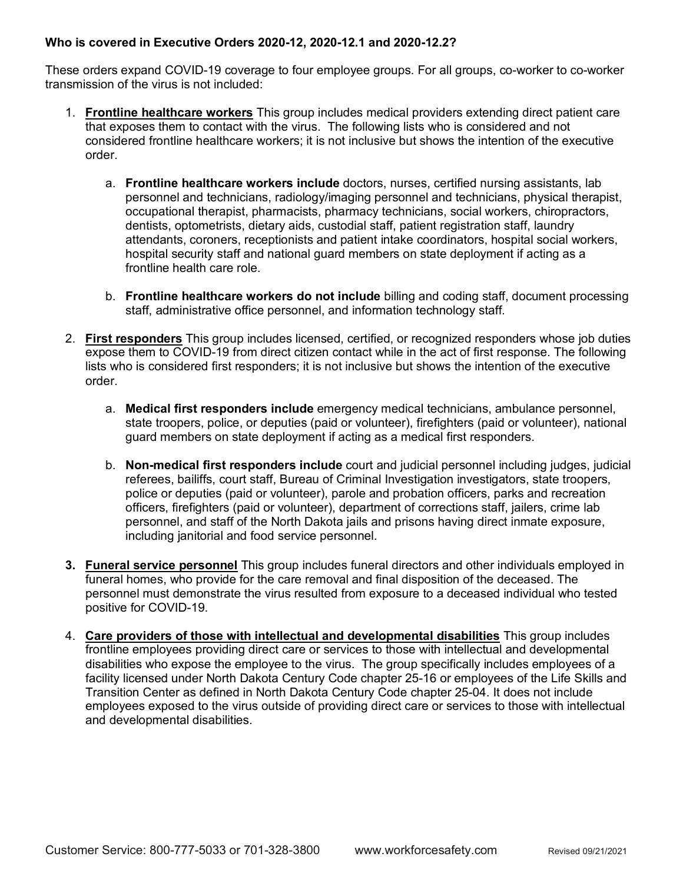**Who is covered in Executive Orders 2020-12, 2020-12.1 and 2020-12.2?**

These orders expand COVID-19 coverage to four employee groups. For all groups, co-worker to co-worker transmission of the virus is not included:

1. **Frontline healthcare workers** This group includes medical providers extending direct patient care that exposes them to contact with the virus. The following lists who is considered and not considered frontline healthcare workers; it is not inclusive but shows the intention of the executive order.

    a. **Frontline healthcare workers include** doctors, nurses, certified nursing assistants, lab personnel and technicians, radiology/imaging personnel and technicians, physical therapist, occupational therapist, pharmacists, pharmacy technicians, social workers, chiropractors, dentists, optometrists, dietary aids, custodial staff, patient registration staff, laundry attendants, coroners, receptionists and patient intake coordinators, hospital social workers, hospital security staff and national guard members on state deployment if acting as a frontline health care role.

    b. **Frontline healthcare workers do not include** billing and coding staff, document processing staff, administrative office personnel, and information technology staff.

2. **First responders** This group includes licensed, certified, or recognized responders whose job duties expose them to COVID-19 from direct citizen contact while in the act of first response. The following lists who is considered first responders; it is not inclusive but shows the intention of the executive order.

    a. **Medical first responders include** emergency medical technicians, ambulance personnel, state troopers, police, or deputies (paid or volunteer), firefighters (paid or volunteer), national guard members on state deployment if acting as a medical first responders.

    b. **Non-medical first responders include** court and judicial personnel including judges, judicial referees, bailiffs, court staff, Bureau of Criminal Investigation investigators, state troopers, police or deputies (paid or volunteer), parole and probation officers, parks and recreation officers, firefighters (paid or volunteer), department of corrections staff, jailers, crime lab personnel, and staff of the North Dakota jails and prisons having direct inmate exposure, including janitorial and food service personnel.

3. **Funeral service personnel** This group includes funeral directors and other individuals employed in funeral homes, who provide for the care removal and final disposition of the deceased. The personnel must demonstrate the virus resulted from exposure to a deceased individual who tested positive for COVID-19.

4. **Care providers of those with intellectual and developmental disabilities** This group includes frontline employees providing direct care or services to those with intellectual and developmental disabilities who expose the employee to the virus. The group specifically includes employees of a facility licensed under North Dakota Century Code chapter 25-16 or employees of the Life Skills and Transition Center as defined in North Dakota Century Code chapter 25-04. It does not include employees exposed to the virus outside of providing direct care or services to those with intellectual and developmental disabilities.

Customer Service: 800-777-5033 or 701-328-3800 www.workforcesafety.com Revised 09/21/2021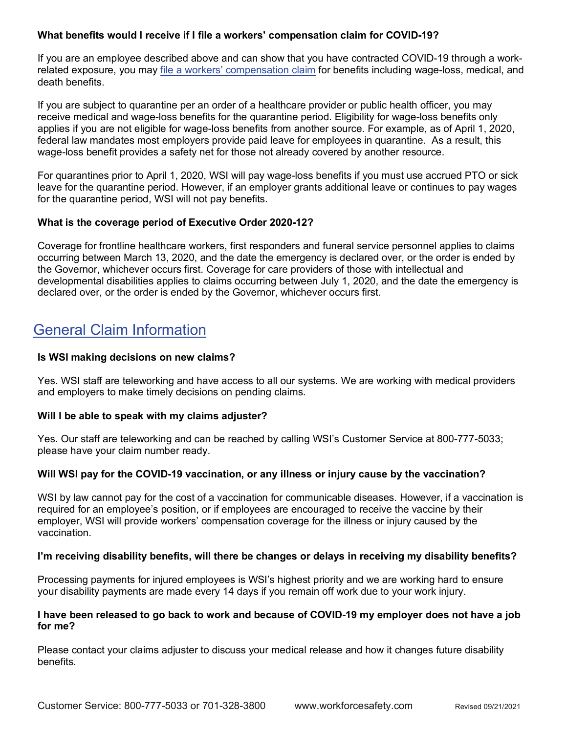### What benefits would I receive if I file a workers' compensation claim for COVID-19?

If you are an employee described above and can show that you have contracted COVID-19 through a work-related exposure, you may file a workers' compensation claim for benefits including wage-loss, medical, and death benefits.

If you are subject to quarantine per an order of a healthcare provider or public health officer, you may receive medical and wage-loss benefits for the quarantine period. Eligibility for wage-loss benefits only applies if you are not eligible for wage-loss benefits from another source. For example, as of April 1, 2020, federal law mandates most employers provide paid leave for employees in quarantine. As a result, this wage-loss benefit provides a safety net for those not already covered by another resource.

For quarantines prior to April 1, 2020, WSI will pay wage-loss benefits if you must use accrued PTO or sick leave for the quarantine period. However, if an employer grants additional leave or continues to pay wages for the quarantine period, WSI will not pay benefits.

### What is the coverage period of Executive Order 2020-12?

Coverage for frontline healthcare workers, first responders and funeral service personnel applies to claims occurring between March 13, 2020, and the date the emergency is declared over, or the order is ended by the Governor, whichever occurs first. Coverage for care providers of those with intellectual and developmental disabilities applies to claims occurring between July 1, 2020, and the date the emergency is declared over, or the order is ended by the Governor, whichever occurs first.

## General Claim Information

### Is WSI making decisions on new claims?

Yes. WSI staff are teleworking and have access to all our systems. We are working with medical providers and employers to make timely decisions on pending claims.

### Will I be able to speak with my claims adjuster?

Yes. Our staff are teleworking and can be reached by calling WSI's Customer Service at 800-777-5033; please have your claim number ready.

### Will WSI pay for the COVID-19 vaccination, or any illness or injury cause by the vaccination?

WSI by law cannot pay for the cost of a vaccination for communicable diseases. However, if a vaccination is required for an employee's position, or if employees are encouraged to receive the vaccine by their employer, WSI will provide workers' compensation coverage for the illness or injury caused by the vaccination.

### I'm receiving disability benefits, will there be changes or delays in receiving my disability benefits?

Processing payments for injured employees is WSI's highest priority and we are working hard to ensure your disability payments are made every 14 days if you remain off work due to your work injury.

### I have been released to go back to work and because of COVID-19 my employer does not have a job for me?

Please contact your claims adjuster to discuss your medical release and how it changes future disability benefits.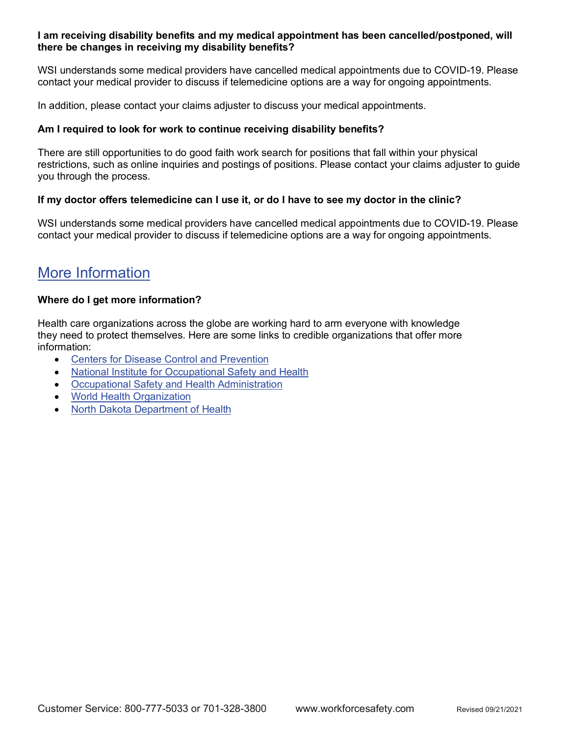**I am receiving disability benefits and my medical appointment has been cancelled/postponed, will there be changes in receiving my disability benefits?**

WSI understands some medical providers have cancelled medical appointments due to COVID-19. Please contact your medical provider to discuss if telemedicine options are a way for ongoing appointments.

In addition, please contact your claims adjuster to discuss your medical appointments.

**Am I required to look for work to continue receiving disability benefits?**

There are still opportunities to do good faith work search for positions that fall within your physical restrictions, such as online inquiries and postings of positions. Please contact your claims adjuster to guide you through the process.

**If my doctor offers telemedicine can I use it, or do I have to see my doctor in the clinic?**

WSI understands some medical providers have cancelled medical appointments due to COVID-19. Please contact your medical provider to discuss if telemedicine options are a way for ongoing appointments.

## More Information

**Where do I get more information?**

Health care organizations across the globe are working hard to arm everyone with knowledge they need to protect themselves. Here are some links to credible organizations that offer more information:

- Centers for Disease Control and Prevention
- National Institute for Occupational Safety and Health
- Occupational Safety and Health Administration
- World Health Organization
- North Dakota Department of Health

Customer Service: 800-777-5033 or 701-328-3800 www.workforcesafety.com Revised 09/21/2021